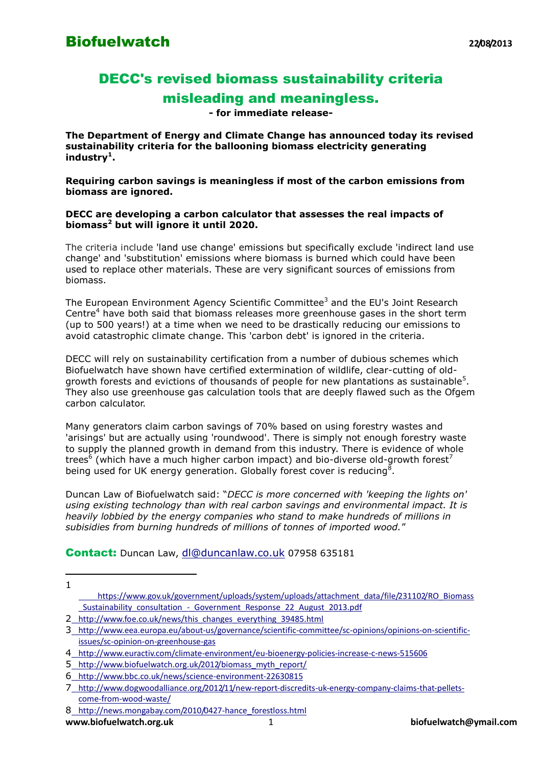# Biofuelwatch

22/08/2013

## DECC's revised biomass sustainability criteria misleading and meaningless.

**- for immediate release-**

**The Department of Energy and Climate Change has announced today its revised sustainability criteria for the ballooning biomass electricity generating industry[1].**

**Requiring carbon savings is meaningless if most of the carbon emissions from biomass are ignored.**

**DECC are developing a carbon calculator that assesses the real impacts of biomass[2] but will ignore it until 2020.**

The criteria include 'land use change' emissions but specifically exclude 'indirect land use change' and 'substitution' emissions where biomass is burned which could have been used to replace other materials. These are very significant sources of emissions from biomass.

The European Environment Agency Scientific Committee[3] and the EU's Joint Research Centre[4] have both said that biomass releases more greenhouse gases in the short term (up to 500 years!) at a time when we need to be drastically reducing our emissions to avoid catastrophic climate change. This 'carbon debt' is ignored in the criteria.

DECC will rely on sustainability certification from a number of dubious schemes which Biofuelwatch have shown have certified extermination of wildlife, clear-cutting of old-growth forests and evictions of thousands of people for new plantations as sustainable[5]. They also use greenhouse gas calculation tools that are deeply flawed such as the Ofgem carbon calculator.

Many generators claim carbon savings of 70% based on using forestry wastes and 'arisings' but are actually using 'roundwood'. There is simply not enough forestry waste to supply the planned growth in demand from this industry. There is evidence of whole trees[6] (which have a much higher carbon impact) and bio-diverse old-growth forest[7] being used for UK energy generation. Globally forest cover is reducing[8].

Duncan Law of Biofuelwatch said: "*DECC is more concerned with 'keeping the lights on' using existing technology than with real carbon savings and environmental impact. It is heavily lobbied by the energy companies who stand to make hundreds of millions in subisidies from burning hundreds of millions of tonnes of imported wood.*"

**Contact:** Duncan Law, dl@duncanlaw.co.uk 07958 635181

---

1. https://www.gov.uk/government/uploads/system/uploads/attachment_data/file/231102/RO_Biomass_Sustainability_consultation_-_Government_Response_22_August_2013.pdf
2. http://www.foe.co.uk/news/this_changes_everything_39485.html
3. http://www.eea.europa.eu/about-us/governance/scientific-committee/sc-opinions/opinions-on-scientific-issues/sc-opinion-on-greenhouse-gas
4. http://www.euractiv.com/climate-environment/eu-bioenergy-policies-increase-c-news-515606
5. http://www.biofuelwatch.org.uk/2012/biomass_myth_report/
6. http://www.bbc.co.uk/news/science-environment-22630815
7. http://www.dogwoodalliance.org/2012/11/new-report-discredits-uk-energy-company-claims-that-pellets-come-from-wood-waste/
8. http://news.mongabay.com/2010/0427-hance_forestloss.html

www.biofuelwatch.org.uk biofuelwatch@ymail.com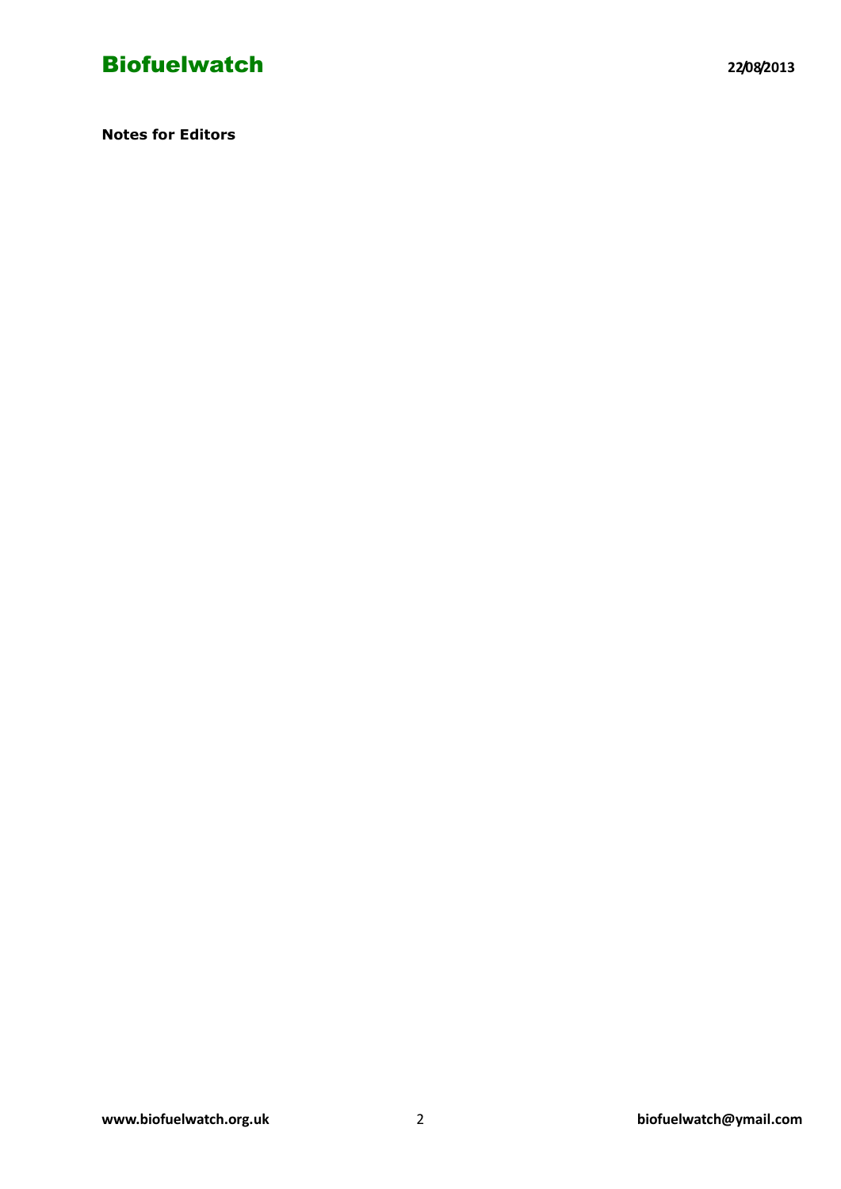**Notes for Editors**